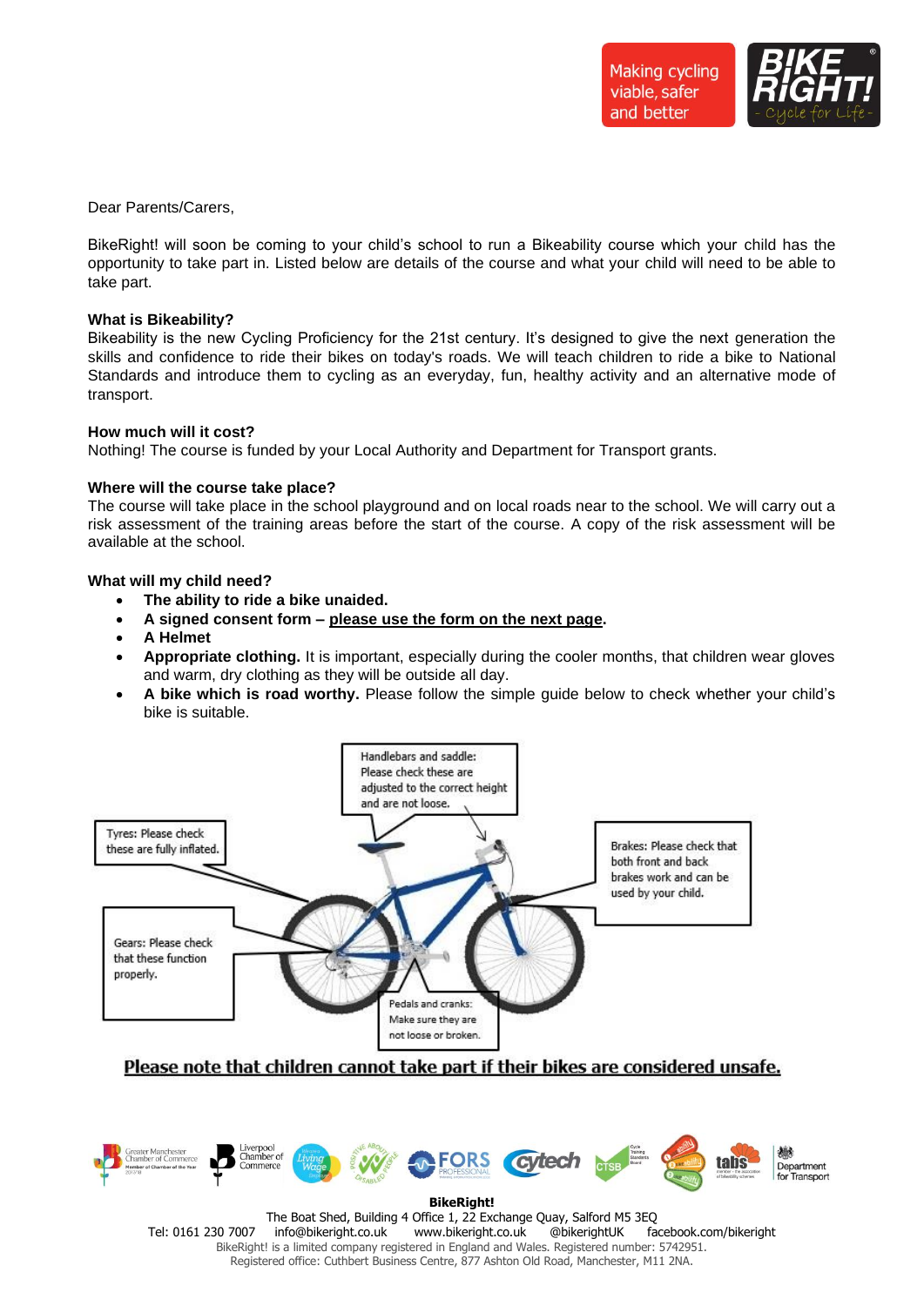Making cycling viable, safer and better

Dear Parents/Carers,

BikeRight! will soon be coming to your child's school to run a Bikeability course which your child has the opportunity to take part in. Listed below are details of the course and what your child will need to be able to take part.

**What is Bikeability?**
Bikeability is the new Cycling Proficiency for the 21st century. It's designed to give the next generation the skills and confidence to ride their bikes on today's roads. We will teach children to ride a bike to National Standards and introduce them to cycling as an everyday, fun, healthy activity and an alternative mode of transport.

**How much will it cost?**
Nothing! The course is funded by your Local Authority and Department for Transport grants.

**Where will the course take place?**
The course will take place in the school playground and on local roads near to the school. We will carry out a risk assessment of the training areas before the start of the course. A copy of the risk assessment will be available at the school.

**What will my child need?**

- **The ability to ride a bike unaided.**
- **A signed consent form – <u>please use the form on the next page</u>.**
- **A Helmet**
- **Appropriate clothing.** It is important, especially during the cooler months, that children wear gloves and warm, dry clothing as they will be outside all day.
- **A bike which is road worthy.** Please follow the simple guide below to check whether your child's bike is suitable.

Handlebars and saddle: Please check these are adjusted to the correct height and are not loose.

Tyres: Please check these are fully inflated.

Brakes: Please check that both front and back brakes work and can be used by your child.

Gears: Please check that these function properly.

Pedals and cranks: Make sure they are not loose or broken.

**<u>Please note that children cannot take part if their bikes are considered unsafe.</u>**

**BikeRight!**
The Boat Shed, Building 4 Office 1, 22 Exchange Quay, Salford M5 3EQ
Tel: 0161 230 7007 info@bikeright.co.uk www.bikeright.co.uk @bikerightUK facebook.com/bikeright
BikeRight! is a limited company registered in England and Wales. Registered number: 5742951.
Registered office: Cuthbert Business Centre, 877 Ashton Old Road, Manchester, M11 2NA.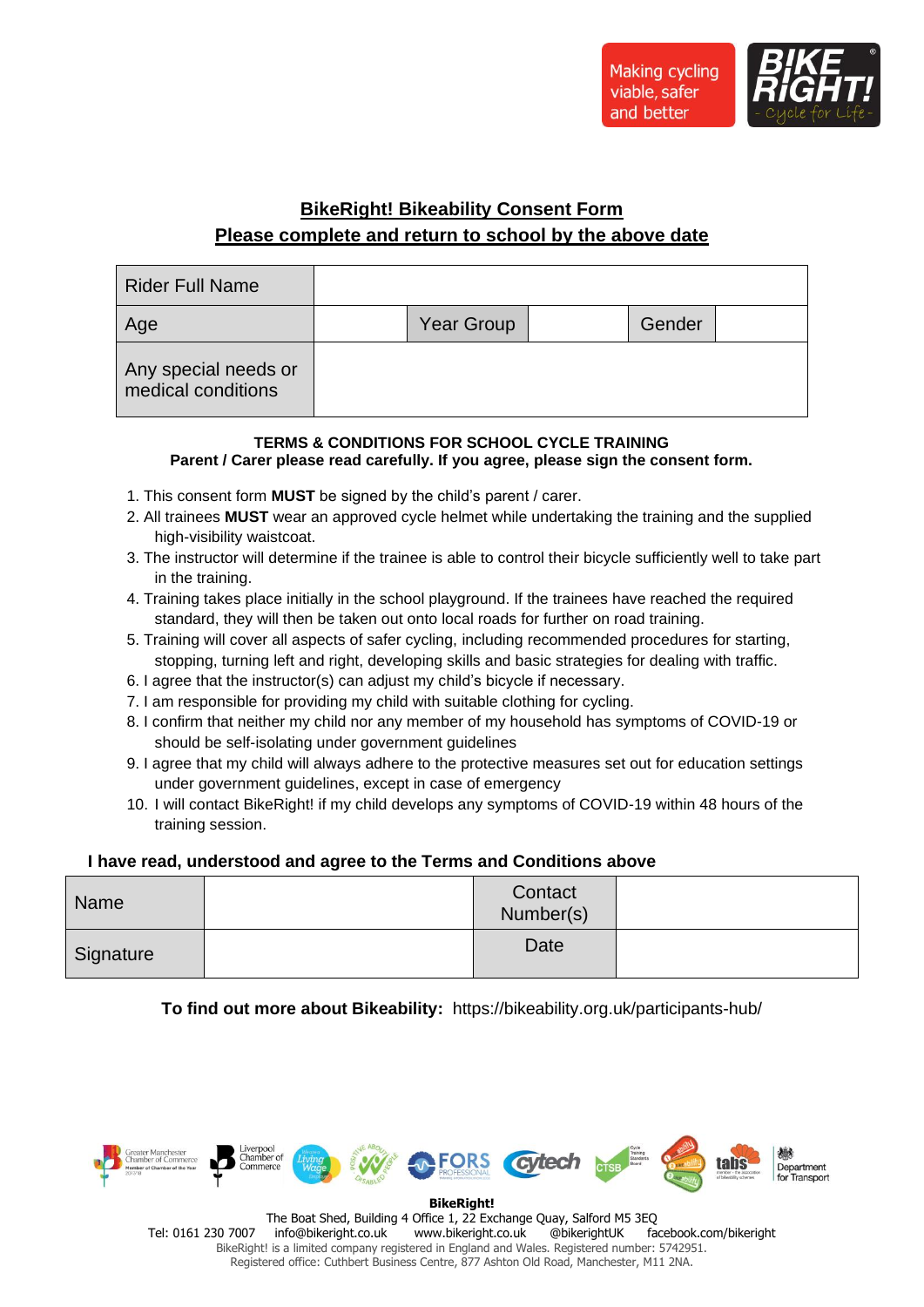Making cycling viable, safer and better

**BikeRight! Bikeability Consent Form**
**Please complete and return to school by the above date**

| | | | | | |
|---|---|---|---|---|---|
| Rider Full Name | | | | | |
| Age | | Year Group | | Gender | |
| Any special needs or medical conditions | | | | | |

**TERMS & CONDITIONS FOR SCHOOL CYCLE TRAINING**
**Parent / Carer please read carefully. If you agree, please sign the consent form.**

1. This consent form **MUST** be signed by the child's parent / carer.
2. All trainees **MUST** wear an approved cycle helmet while undertaking the training and the supplied high-visibility waistcoat.
3. The instructor will determine if the trainee is able to control their bicycle sufficiently well to take part in the training.
4. Training takes place initially in the school playground. If the trainees have reached the required standard, they will then be taken out onto local roads for further on road training.
5. Training will cover all aspects of safer cycling, including recommended procedures for starting, stopping, turning left and right, developing skills and basic strategies for dealing with traffic.
6. I agree that the instructor(s) can adjust my child's bicycle if necessary.
7. I am responsible for providing my child with suitable clothing for cycling.
8. I confirm that neither my child nor any member of my household has symptoms of COVID-19 or should be self-isolating under government guidelines
9. I agree that my child will always adhere to the protective measures set out for education settings under government guidelines, except in case of emergency
10. I will contact BikeRight! if my child develops any symptoms of COVID-19 within 48 hours of the training session.

**I have read, understood and agree to the Terms and Conditions above**

| | | | |
|---|---|---|---|
| Name | | Contact Number(s) | |
| Signature | | Date | |

**To find out more about Bikeability:** https://bikeability.org.uk/participants-hub/

**BikeRight!**
The Boat Shed, Building 4 Office 1, 22 Exchange Quay, Salford M5 3EQ
Tel: 0161 230 7007 info@bikeright.co.uk www.bikeright.co.uk @bikerightUK facebook.com/bikeright
BikeRight! is a limited company registered in England and Wales. Registered number: 5742951.
Registered office: Cuthbert Business Centre, 877 Ashton Old Road, Manchester, M11 2NA.